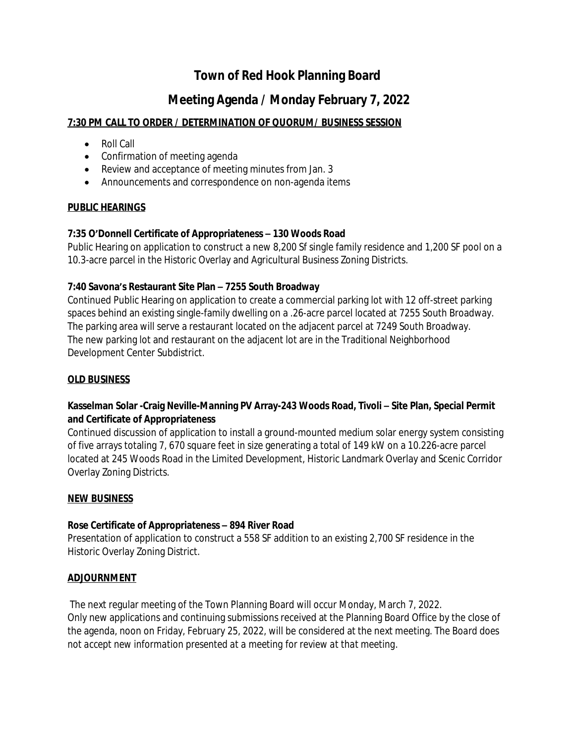# Town of Red Hook Planning Board

## Meeting Agenda / Monday February 7, 2022

**7:30 PM CALL TO ORDER / DETERMINATION OF QUORUM/ BUSINESS SESSION**

- Roll Call
- Confirmation of meeting agenda
- Review and acceptance of meeting minutes from Jan. 3
- Announcements and correspondence on non-agenda items

**PUBLIC HEARINGS**

**7:35 O'Donnell Certificate of Appropriateness – 130 Woods Road**

Public Hearing on application to construct a new 8,200 Sf single family residence and 1,200 SF pool on a 10.3-acre parcel in the Historic Overlay and Agricultural Business Zoning Districts.

**7:40 Savona's Restaurant Site Plan – 7255 South Broadway**

Continued Public Hearing on application to create a commercial parking lot with 12 off-street parking spaces behind an existing single-family dwelling on a .26-acre parcel located at 7255 South Broadway. The parking area will serve a restaurant located on the adjacent parcel at 7249 South Broadway. The new parking lot and restaurant on the adjacent lot are in the Traditional Neighborhood Development Center Subdistrict.

**OLD BUSINESS**

**Kasselman Solar -Craig Neville-Manning PV Array-243 Woods Road, Tivoli – Site Plan, Special Permit and Certificate of Appropriateness**

Continued discussion of application to install a ground-mounted medium solar energy system consisting of five arrays totaling 7, 670 square feet in size generating a total of 149 kW on a 10.226-acre parcel located at 245 Woods Road in the Limited Development, Historic Landmark Overlay and Scenic Corridor Overlay Zoning Districts.

**NEW BUSINESS**

**Rose Certificate of Appropriateness – 894 River Road**

Presentation of application to construct a 558 SF addition to an existing 2,700 SF residence in the Historic Overlay Zoning District.

**ADJOURNMENT**

The next regular meeting of the Town Planning Board will occur Monday, March 7, 2022. Only new applications and continuing submissions received at the Planning Board Office by the close of the agenda, noon on Friday, February 25, 2022, will be considered at the next meeting. The Board does not accept new information presented at a meeting for review at that meeting.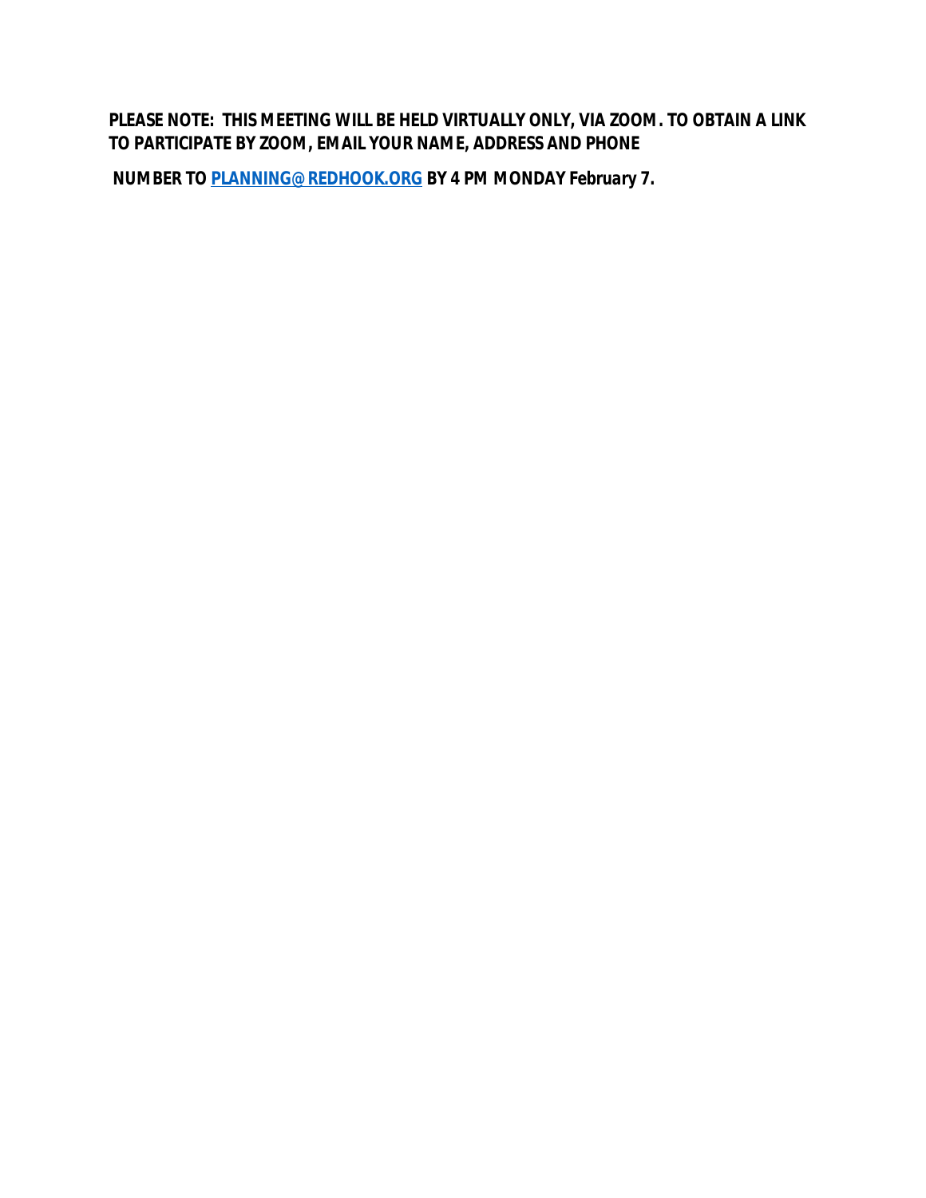**PLEASE NOTE: THIS MEETING WILL BE HELD VIRTUALLY ONLY, VIA ZOOM. TO OBTAIN A LINK TO PARTICIPATE BY ZOOM, EMAIL YOUR NAME, ADDRESS AND PHONE**

**NUMBER TO [PLANNING@REDHOOK.ORG](mailto:PLANNING@REDHOOK.ORG) BY 4 PM MONDAY February 7.**